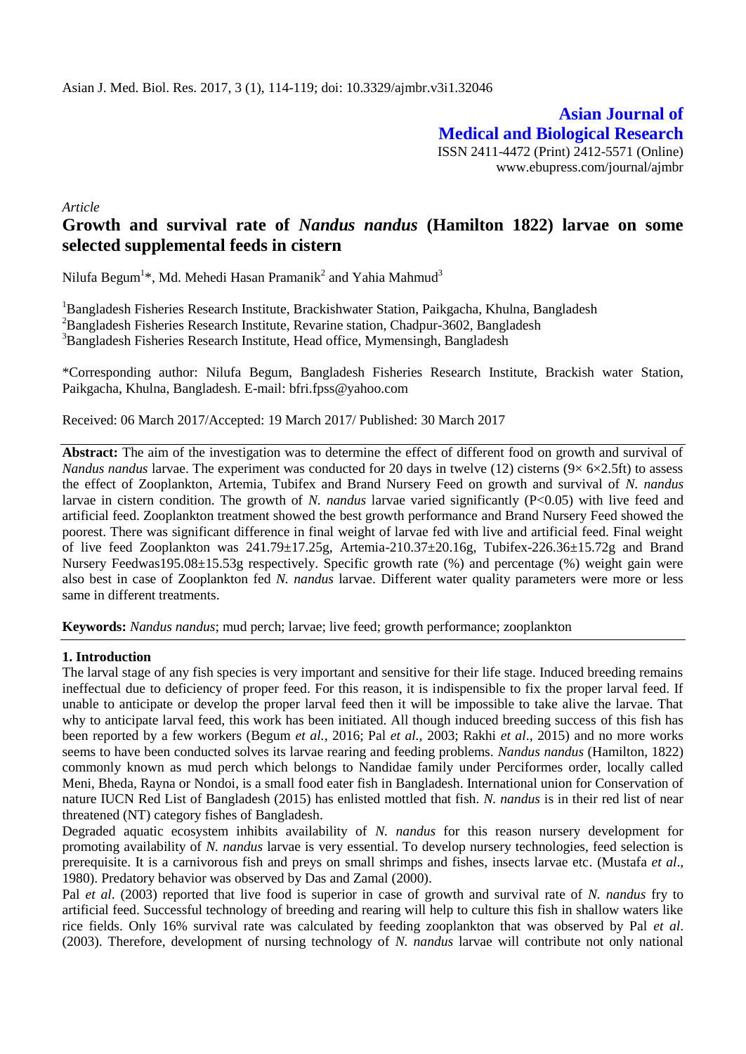*Article*

# Growth and survival rate of *Nandus nandus* (Hamilton 1822) larvae on some selected supplemental feeds in cistern

Nilufa Begum[1]*, Md. Mehedi Hasan Pramanik[2] and Yahia Mahmud[3]

[1]Bangladesh Fisheries Research Institute, Brackishwater Station, Paikgacha, Khulna, Bangladesh
[2]Bangladesh Fisheries Research Institute, Revarine station, Chadpur-3602, Bangladesh
[3]Bangladesh Fisheries Research Institute, Head office, Mymensingh, Bangladesh

*Corresponding author: Nilufa Begum, Bangladesh Fisheries Research Institute, Brackish water Station, Paikgacha, Khulna, Bangladesh. E-mail: bfri.fpss@yahoo.com

Received: 06 March 2017/Accepted: 19 March 2017/ Published: 30 March 2017

**Abstract:** The aim of the investigation was to determine the effect of different food on growth and survival of *Nandus nandus* larvae. The experiment was conducted for 20 days in twelve (12) cisterns (9× 6×2.5ft) to assess the effect of Zooplankton, Artemia, Tubifex and Brand Nursery Feed on growth and survival of *N. nandus* larvae in cistern condition. The growth of *N. nandus* larvae varied significantly ($P<0.05$) with live feed and artificial feed. Zooplankton treatment showed the best growth performance and Brand Nursery Feed showed the poorest. There was significant difference in final weight of larvae fed with live and artificial feed. Final weight of live feed Zooplankton was 241.79±17.25g, Artemia-210.37±20.16g, Tubifex-226.36±15.72g and Brand Nursery Feedwas195.08±15.53g respectively. Specific growth rate (%) and percentage (%) weight gain were also best in case of Zooplankton fed *N. nandus* larvae. Different water quality parameters were more or less same in different treatments.

**Keywords:** *Nandus nandus*; mud perch; larvae; live feed; growth performance; zooplankton

## 1. Introduction

The larval stage of any fish species is very important and sensitive for their life stage. Induced breeding remains ineffectual due to deficiency of proper feed. For this reason, it is indispensible to fix the proper larval feed. If unable to anticipate or develop the proper larval feed then it will be impossible to take alive the larvae. That why to anticipate larval feed, this work has been initiated. All though induced breeding success of this fish has been reported by a few workers (Begum *et al.,* 2016; Pal *et al.,* 2003; Rakhi *et al*., 2015) and no more works seems to have been conducted solves its larvae rearing and feeding problems. *Nandus nandus* (Hamilton, 1822) commonly known as mud perch which belongs to Nandidae family under Perciformes order, locally called Meni, Bheda, Rayna or Nondoi, is a small food eater fish in Bangladesh. International union for Conservation of nature IUCN Red List of Bangladesh (2015) has enlisted mottled that fish. *N. nandus* is in their red list of near threatened (NT) category fishes of Bangladesh.

Degraded aquatic ecosystem inhibits availability of *N. nandus* for this reason nursery development for promoting availability of *N. nandus* larvae is very essential. To develop nursery technologies, feed selection is prerequisite. It is a carnivorous fish and preys on small shrimps and fishes, insects larvae etc. (Mustafa *et al*., 1980). Predatory behavior was observed by Das and Zamal (2000).

Pal *et al*. (2003) reported that live food is superior in case of growth and survival rate of *N. nandus* fry to artificial feed. Successful technology of breeding and rearing will help to culture this fish in shallow waters like rice fields. Only 16% survival rate was calculated by feeding zooplankton that was observed by Pal *et al*. (2003). Therefore, development of nursing technology of *N. nandus* larvae will contribute not only national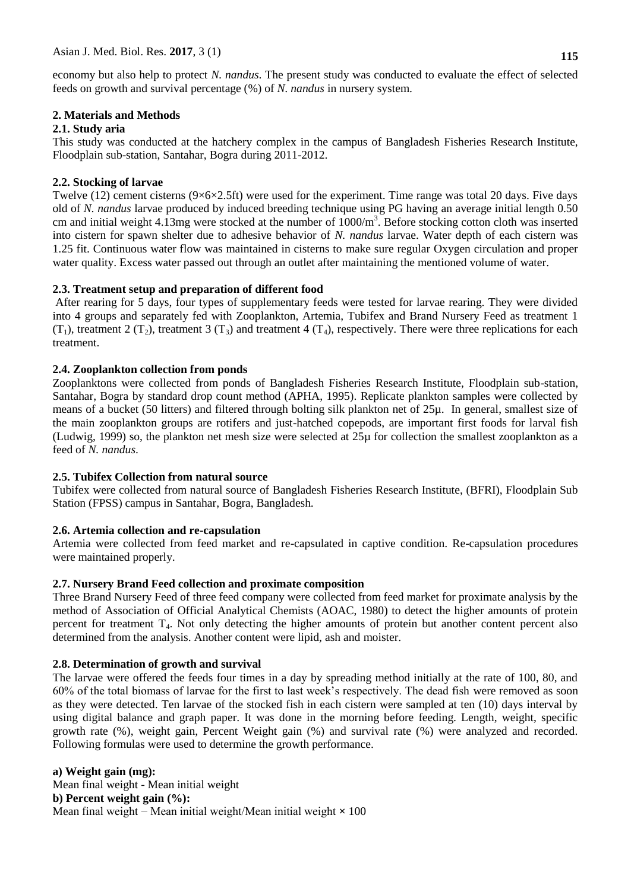economy but also help to protect *N. nandus*. The present study was conducted to evaluate the effect of selected feeds on growth and survival percentage (%) of *N. nandus* in nursery system.

## 2. Materials and Methods

### 2.1. Study aria

This study was conducted at the hatchery complex in the campus of Bangladesh Fisheries Research Institute, Floodplain sub-station, Santahar, Bogra during 2011-2012.

### 2.2. Stocking of larvae

Twelve (12) cement cisterns (9×6×2.5ft) were used for the experiment. Time range was total 20 days. Five days old of *N. nandus* larvae produced by induced breeding technique using PG having an average initial length 0.50 cm and initial weight 4.13mg were stocked at the number of $1000/m^3$. Before stocking cotton cloth was inserted into cistern for spawn shelter due to adhesive behavior of *N. nandus* larvae. Water depth of each cistern was 1.25 fit. Continuous water flow was maintained in cisterns to make sure regular Oxygen circulation and proper water quality. Excess water passed out through an outlet after maintaining the mentioned volume of water.

### 2.3. Treatment setup and preparation of different food

After rearing for 5 days, four types of supplementary feeds were tested for larvae rearing. They were divided into 4 groups and separately fed with Zooplankton, Artemia, Tubifex and Brand Nursery Feed as treatment 1 ($T_1$), treatment 2 ($T_2$), treatment 3 ($T_3$) and treatment 4 ($T_4$), respectively. There were three replications for each treatment.

### 2.4. Zooplankton collection from ponds

Zooplanktons were collected from ponds of Bangladesh Fisheries Research Institute, Floodplain sub-station, Santahar, Bogra by standard drop count method (APHA, 1995). Replicate plankton samples were collected by means of a bucket (50 litters) and filtered through bolting silk plankton net of 25μ. In general, smallest size of the main zooplankton groups are rotifers and just-hatched copepods, are important first foods for larval fish (Ludwig, 1999) so, the plankton net mesh size were selected at 25μ for collection the smallest zooplankton as a feed of *N. nandus*.

### 2.5. Tubifex Collection from natural source

Tubifex were collected from natural source of Bangladesh Fisheries Research Institute, (BFRI), Floodplain Sub Station (FPSS) campus in Santahar, Bogra, Bangladesh.

### 2.6. Artemia collection and re-capsulation

Artemia were collected from feed market and re-capsulated in captive condition. Re-capsulation procedures were maintained properly.

### 2.7. Nursery Brand Feed collection and proximate composition

Three Brand Nursery Feed of three feed company were collected from feed market for proximate analysis by the method of Association of Official Analytical Chemists (AOAC, 1980) to detect the higher amounts of protein percent for treatment $T_4$. Not only detecting the higher amounts of protein but another content percent also determined from the analysis. Another content were lipid, ash and moister.

### 2.8. Determination of growth and survival

The larvae were offered the feeds four times in a day by spreading method initially at the rate of 100, 80, and 60% of the total biomass of larvae for the first to last week's respectively. The dead fish were removed as soon as they were detected. Ten larvae of the stocked fish in each cistern were sampled at ten (10) days interval by using digital balance and graph paper. It was done in the morning before feeding. Length, weight, specific growth rate (%), weight gain, Percent Weight gain (%) and survival rate (%) were analyzed and recorded. Following formulas were used to determine the growth performance.

**a) Weight gain (mg):**

Mean final weight - Mean initial weight

**b) Percent weight gain (%):**

Mean final weight − Mean initial weight/Mean initial weight × 100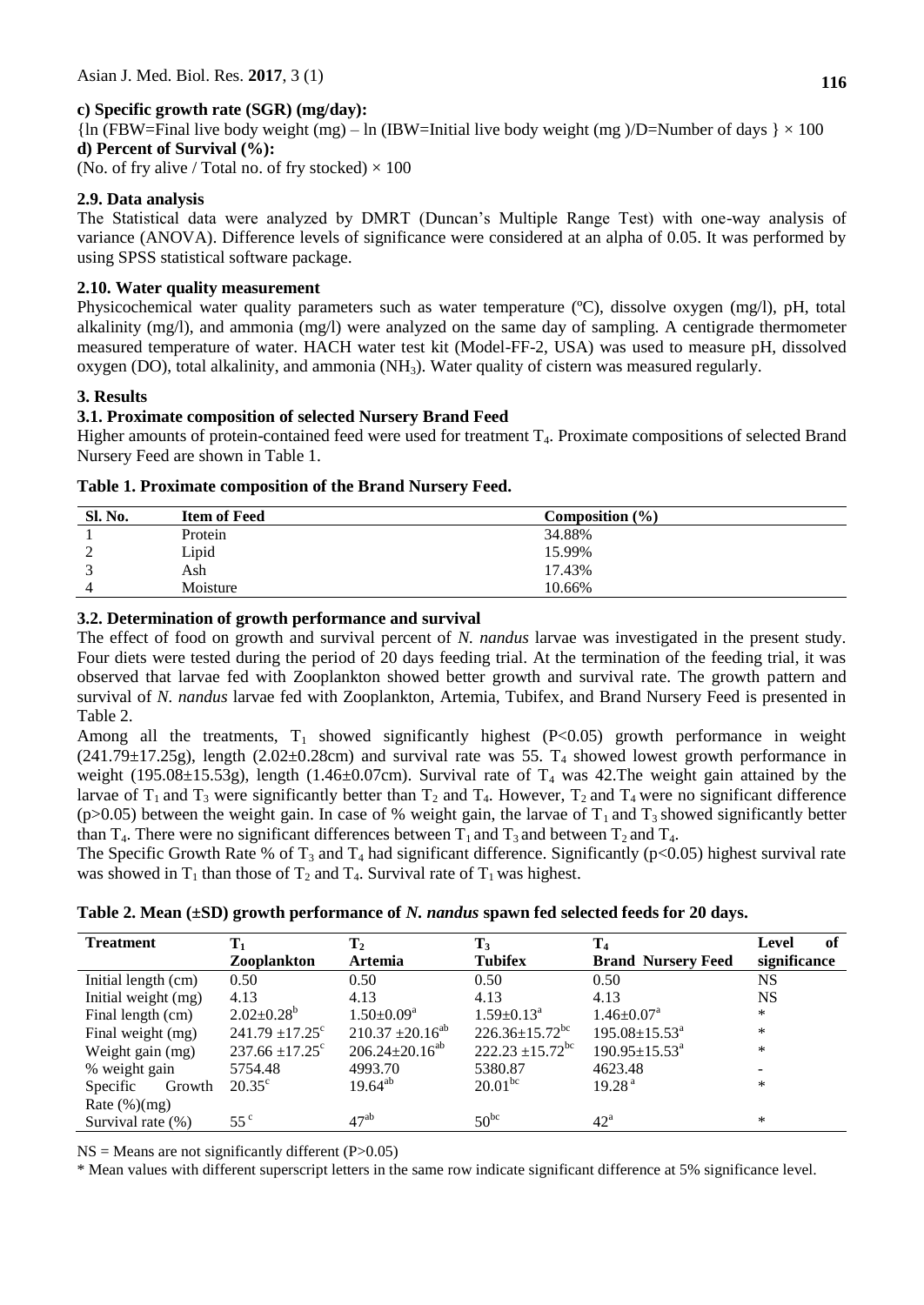**c) Specific growth rate (SGR) (mg/day):**

{ln (FBW=Final live body weight (mg) – ln (IBW=Initial live body weight (mg )/D=Number of days } × 100

**d) Percent of Survival (%):**

(No. of fry alive / Total no. of fry stocked) × 100

### 2.9. Data analysis

The Statistical data were analyzed by DMRT (Duncan's Multiple Range Test) with one-way analysis of variance (ANOVA). Difference levels of significance were considered at an alpha of 0.05. It was performed by using SPSS statistical software package.

### 2.10. Water quality measurement

Physicochemical water quality parameters such as water temperature (ºC), dissolve oxygen (mg/l), pH, total alkalinity (mg/l), and ammonia (mg/l) were analyzed on the same day of sampling. A centigrade thermometer measured temperature of water. HACH water test kit (Model-FF-2, USA) was used to measure pH, dissolved oxygen (DO), total alkalinity, and ammonia ($NH_3$). Water quality of cistern was measured regularly.

## 3. Results

### 3.1. Proximate composition of selected Nursery Brand Feed

Higher amounts of protein-contained feed were used for treatment $T_4$. Proximate compositions of selected Brand Nursery Feed are shown in Table 1.

**Table 1. Proximate composition of the Brand Nursery Feed.**

| Sl. No. | Item of Feed | Composition (%) |
|---|---|---|
| 1 | Protein | 34.88% |
| 2 | Lipid | 15.99% |
| 3 | Ash | 17.43% |
| 4 | Moisture | 10.66% |

### 3.2. Determination of growth performance and survival

The effect of food on growth and survival percent of *N. nandus* larvae was investigated in the present study. Four diets were tested during the period of 20 days feeding trial. At the termination of the feeding trial, it was observed that larvae fed with Zooplankton showed better growth and survival rate. The growth pattern and survival of *N. nandus* larvae fed with Zooplankton, Artemia, Tubifex, and Brand Nursery Feed is presented in Table 2.

Among all the treatments, $T_1$ showed significantly highest ($P<0.05$) growth performance in weight (241.79±17.25g), length (2.02±0.28cm) and survival rate was 55. $T_4$ showed lowest growth performance in weight (195.08±15.53g), length (1.46±0.07cm). Survival rate of $T_4$ was 42.The weight gain attained by the larvae of $T_1$ and $T_3$ were significantly better than $T_2$ and $T_4$. However, $T_2$ and $T_4$ were no significant difference ($p>0.05$) between the weight gain. In case of % weight gain, the larvae of $T_1$ and $T_3$ showed significantly better than $T_4$. There were no significant differences between $T_1$ and $T_3$ and between $T_2$ and $T_4$.

The Specific Growth Rate % of $T_3$ and $T_4$ had significant difference. Significantly ($p<0.05$) highest survival rate was showed in $T_1$ than those of $T_2$ and $T_4$. Survival rate of $T_1$ was highest.

**Table 2. Mean (±SD) growth performance of *N. nandus* spawn fed selected feeds for 20 days.**

| Treatment | $T_1$ Zooplankton | $T_2$ Artemia | $T_3$ Tubifex | $T_4$ Brand Nursery Feed | Level of significance |
|---|---|---|---|---|---|
| Initial length (cm) | 0.50 | 0.50 | 0.50 | 0.50 | NS |
| Initial weight (mg) | 4.13 | 4.13 | 4.13 | 4.13 | NS |
| Final length (cm) | $2.02±0.28^{b}$ | $1.50±0.09^{a}$ | $1.59±0.13^{a}$ | $1.46±0.07^{a}$ | * |
| Final weight (mg) | $241.79 ±17.25^{c}$ | $210.37 ±20.16^{ab}$ | $226.36±15.72^{bc}$ | $195.08±15.53^{a}$ | * |
| Weight gain (mg) | $237.66 ±17.25^{c}$ | $206.24±20.16^{ab}$ | $222.23 ±15.72^{bc}$ | $190.95±15.53^{a}$ | * |
| % weight gain | 5754.48 | 4993.70 | 5380.87 | 4623.48 | - |
| Specific Growth Rate (%)(mg) | $20.35^{c}$ | $19.64^{ab}$ | $20.01^{bc}$ | $19.28^{a}$ | * |
| Survival rate (%) | $55^{c}$ | $47^{ab}$ | $50^{bc}$ | $42^{a}$ | * |

NS = Means are not significantly different ($P>0.05$)

\* Mean values with different superscript letters in the same row indicate significant difference at 5% significance level.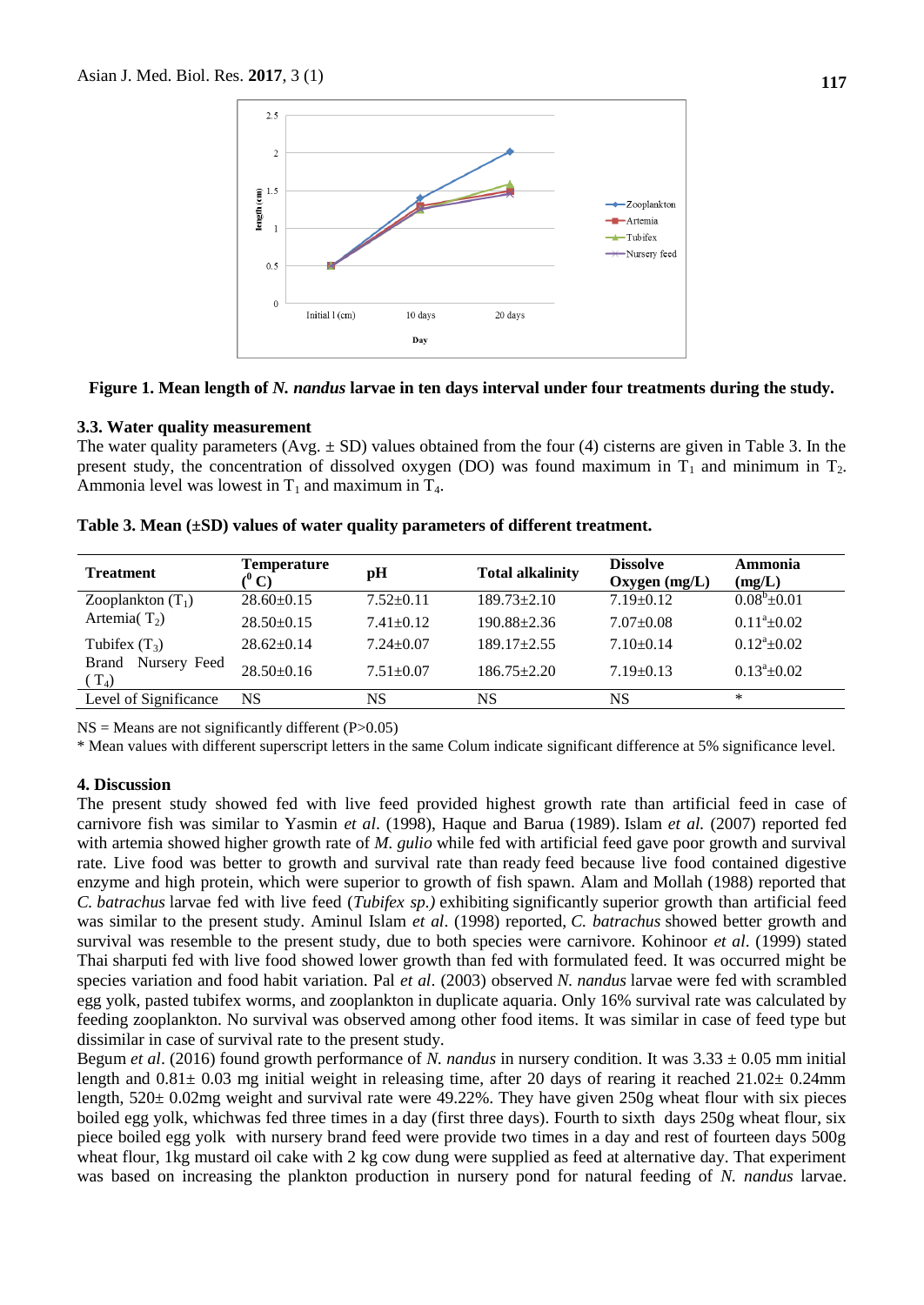**Figure 1. Mean length of *N. nandus* larvae in ten days interval under four treatments during the study.**

### 3.3. Water quality measurement

The water quality parameters (Avg. ± SD) values obtained from the four (4) cisterns are given in Table 3. In the present study, the concentration of dissolved oxygen (DO) was found maximum in $T_1$ and minimum in $T_2$. Ammonia level was lowest in $T_1$ and maximum in $T_4$.

**Table 3. Mean (±SD) values of water quality parameters of different treatment.**

| Treatment | Temperature ($^0$ C) | pH | Total alkalinity | Dissolve Oxygen (mg/L) | Ammonia (mg/L) |
|---|---|---|---|---|---|
| Zooplankton ($T_1$) | 28.60±0.15 | 7.52±0.11 | 189.73±2.10 | 7.19±0.12 | $0.08^b$±0.01 |
| Artemia( $T_2$) | 28.50±0.15 | 7.41±0.12 | 190.88±2.36 | 7.07±0.08 | $0.11^a$±0.02 |
| Tubifex ($T_3$) | 28.62±0.14 | 7.24±0.07 | 189.17±2.55 | 7.10±0.14 | $0.12^a$±0.02 |
| Brand Nursery Feed ( $T_4$) | 28.50±0.16 | 7.51±0.07 | 186.75±2.20 | 7.19±0.13 | $0.13^a$±0.02 |
| Level of Significance | NS | NS | NS | NS | * |

NS = Means are not significantly different (P>0.05)

* Mean values with different superscript letters in the same Colum indicate significant difference at 5% significance level.

## 4. Discussion

The present study showed fed with live feed provided highest growth rate than artificial feed in case of carnivore fish was similar to Yasmin *et al*. (1998), Haque and Barua (1989). Islam *et al.* (2007) reported fed with artemia showed higher growth rate of *M. gulio* while fed with artificial feed gave poor growth and survival rate. Live food was better to growth and survival rate than ready feed because live food contained digestive enzyme and high protein, which were superior to growth of fish spawn. Alam and Mollah (1988) reported that *C. batrachus* larvae fed with live feed (*Tubifex sp.)* exhibiting significantly superior growth than artificial feed was similar to the present study. Aminul Islam *et al*. (1998) reported, *C. batrachus* showed better growth and survival was resemble to the present study, due to both species were carnivore. Kohinoor *et al*. (1999) stated Thai sharputi fed with live food showed lower growth than fed with formulated feed. It was occurred might be species variation and food habit variation. Pal *et al*. (2003) observed *N. nandus* larvae were fed with scrambled egg yolk, pasted tubifex worms, and zooplankton in duplicate aquaria. Only 16% survival rate was calculated by feeding zooplankton. No survival was observed among other food items. It was similar in case of feed type but dissimilar in case of survival rate to the present study.

Begum *et al*. (2016) found growth performance of *N. nandus* in nursery condition. It was 3.33 ± 0.05 mm initial length and 0.81± 0.03 mg initial weight in releasing time, after 20 days of rearing it reached 21.02± 0.24mm length, 520± 0.02mg weight and survival rate were 49.22%. They have given 250g wheat flour with six pieces boiled egg yolk, whichwas fed three times in a day (first three days). Fourth to sixth days 250g wheat flour, six piece boiled egg yolk with nursery brand feed were provide two times in a day and rest of fourteen days 500g wheat flour, 1kg mustard oil cake with 2 kg cow dung were supplied as feed at alternative day. That experiment was based on increasing the plankton production in nursery pond for natural feeding of *N. nandus* larvae.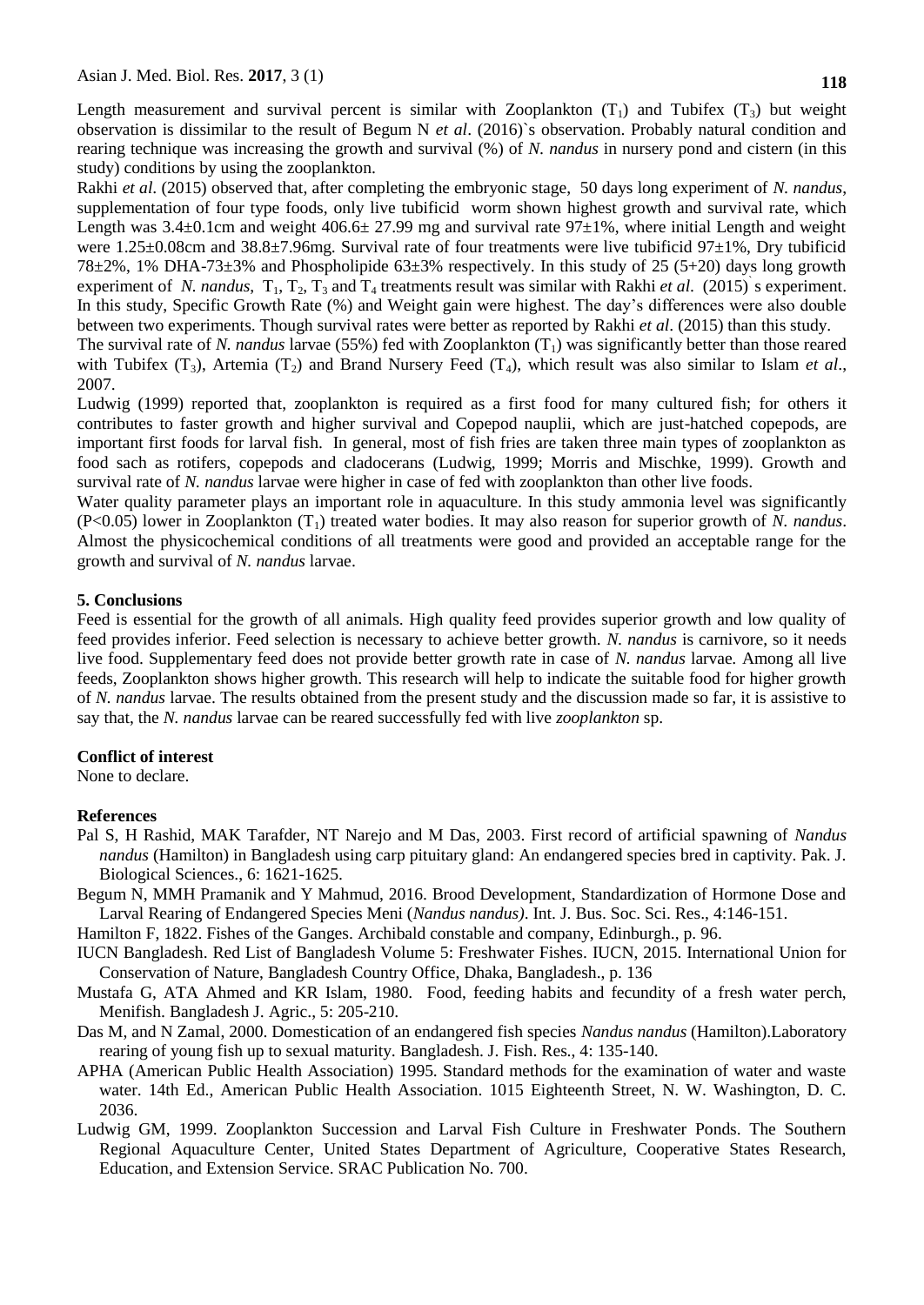Length measurement and survival percent is similar with Zooplankton ($T_1$) and Tubifex ($T_3$) but weight observation is dissimilar to the result of Begum N *et al*. (2016)`s observation. Probably natural condition and rearing technique was increasing the growth and survival (%) of *N. nandus* in nursery pond and cistern (in this study) conditions by using the zooplankton.

Rakhi *et al*. (2015) observed that, after completing the embryonic stage, 50 days long experiment of *N. nandus*, supplementation of four type foods, only live tubificid worm shown highest growth and survival rate, which Length was 3.4±0.1cm and weight 406.6± 27.99 mg and survival rate 97±1%, where initial Length and weight were 1.25±0.08cm and 38.8±7.96mg. Survival rate of four treatments were live tubificid 97±1%, Dry tubificid 78±2%, 1% DHA-73±3% and Phospholipide 63±3% respectively. In this study of 25 (5+20) days long growth experiment of *N. nandus*, $T_1$, $T_2$, $T_3$ and $T_4$ treatments result was similar with Rakhi *et al*. (2015)`s experiment. In this study, Specific Growth Rate (%) and Weight gain were highest. The day's differences were also double between two experiments. Though survival rates were better as reported by Rakhi *et al*. (2015) than this study.

The survival rate of *N. nandus* larvae (55%) fed with Zooplankton ($T_1$) was significantly better than those reared with Tubifex ($T_3$), Artemia ($T_2$) and Brand Nursery Feed ($T_4$), which result was also similar to Islam *et al*., 2007.

Ludwig (1999) reported that, zooplankton is required as a first food for many cultured fish; for others it contributes to faster growth and higher survival and Copepod nauplii, which are just-hatched copepods, are important first foods for larval fish. In general, most of fish fries are taken three main types of zooplankton as food such as rotifers, copepods and cladocerans (Ludwig, 1999; Morris and Mischke, 1999). Growth and survival rate of *N. nandus* larvae were higher in case of fed with zooplankton than other live foods.

Water quality parameter plays an important role in aquaculture. In this study ammonia level was significantly ($P<0.05$) lower in Zooplankton ($T_1$) treated water bodies. It may also reason for superior growth of *N. nandus*. Almost the physicochemical conditions of all treatments were good and provided an acceptable range for the growth and survival of *N. nandus* larvae.

## 5. Conclusions

Feed is essential for the growth of all animals. High quality feed provides superior growth and low quality of feed provides inferior. Feed selection is necessary to achieve better growth. *N. nandus* is carnivore, so it needs live food. Supplementary feed does not provide better growth rate in case of *N. nandus* larvae. Among all live feeds, Zooplankton shows higher growth. This research will help to indicate the suitable food for higher growth of *N. nandus* larvae. The results obtained from the present study and the discussion made so far, it is assistive to say that, the *N. nandus* larvae can be reared successfully fed with live *zooplankton* sp.

## Conflict of interest

None to declare.

## References

Pal S, H Rashid, MAK Tarafder, NT Narejo and M Das, 2003. First record of artificial spawning of *Nandus nandus* (Hamilton) in Bangladesh using carp pituitary gland: An endangered species bred in captivity. Pak. J. Biological Sciences., 6: 1621-1625.

Begum N, MMH Pramanik and Y Mahmud, 2016. Brood Development, Standardization of Hormone Dose and Larval Rearing of Endangered Species Meni (*Nandus nandus)*. Int. J. Bus. Soc. Sci. Res., 4:146-151.

Hamilton F, 1822. Fishes of the Ganges. Archibald constable and company, Edinburgh., p. 96.

IUCN Bangladesh. Red List of Bangladesh Volume 5: Freshwater Fishes. IUCN, 2015. International Union for Conservation of Nature, Bangladesh Country Office, Dhaka, Bangladesh., p. 136

Mustafa G, ATA Ahmed and KR Islam, 1980. Food, feeding habits and fecundity of a fresh water perch, Menifish. Bangladesh J. Agric., 5: 205-210.

Das M, and N Zamal, 2000. Domestication of an endangered fish species *Nandus nandus* (Hamilton).Laboratory rearing of young fish up to sexual maturity. Bangladesh. J. Fish. Res., 4: 135-140.

APHA (American Public Health Association) 1995. Standard methods for the examination of water and waste water. 14th Ed., American Public Health Association. 1015 Eighteenth Street, N. W. Washington, D. C. 2036.

Ludwig GM, 1999. Zooplankton Succession and Larval Fish Culture in Freshwater Ponds. The Southern Regional Aquaculture Center, United States Department of Agriculture, Cooperative States Research, Education, and Extension Service. SRAC Publication No. 700.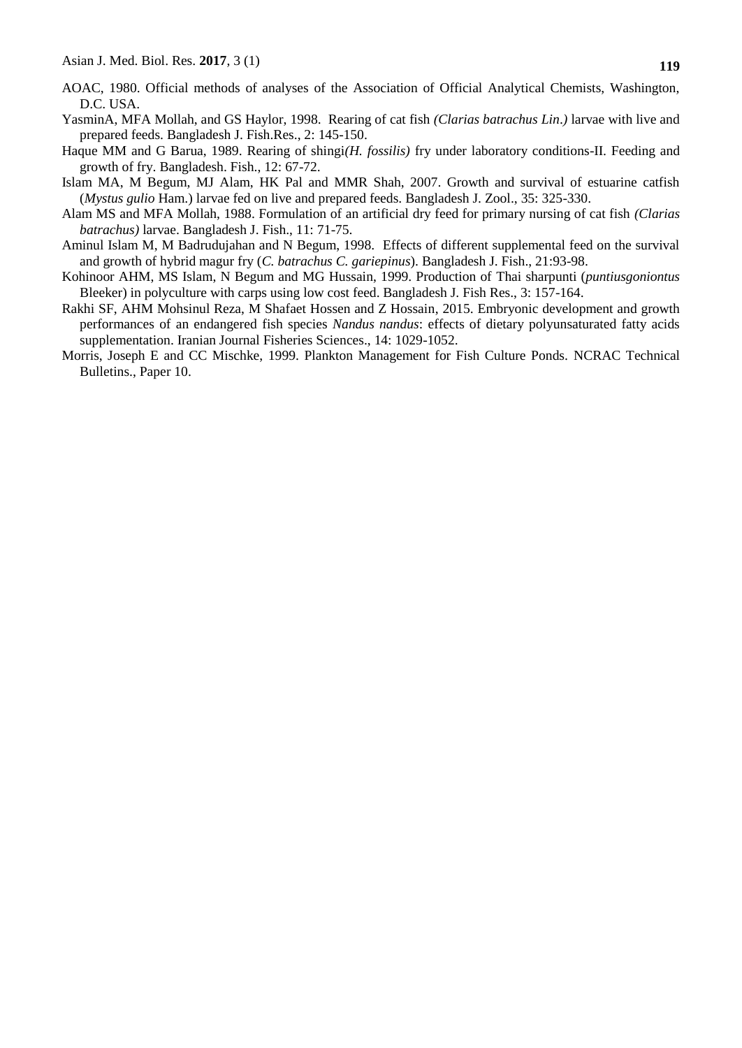AOAC, 1980. Official methods of analyses of the Association of Official Analytical Chemists, Washington, D.C. USA.

YasminA, MFA Mollah, and GS Haylor, 1998. Rearing of cat fish *(Clarias batrachus Lin.)* larvae with live and prepared feeds. Bangladesh J. Fish.Res., 2: 145-150.

Haque MM and G Barua, 1989. Rearing of shingi*(H. fossilis)* fry under laboratory conditions-II. Feeding and growth of fry. Bangladesh. Fish., 12: 67-72.

Islam MA, M Begum, MJ Alam, HK Pal and MMR Shah, 2007. Growth and survival of estuarine catfish (*Mystus gulio* Ham.) larvae fed on live and prepared feeds. Bangladesh J. Zool., 35: 325-330.

Alam MS and MFA Mollah, 1988. Formulation of an artificial dry feed for primary nursing of cat fish *(Clarias batrachus)* larvae. Bangladesh J. Fish., 11: 71-75.

Aminul Islam M, M Badrudujahan and N Begum, 1998. Effects of different supplemental feed on the survival and growth of hybrid magur fry (*C. batrachus C. gariepinus*). Bangladesh J. Fish., 21:93-98.

Kohinoor AHM, MS Islam, N Begum and MG Hussain, 1999. Production of Thai sharpunti (*puntiusgoniontus* Bleeker) in polyculture with carps using low cost feed. Bangladesh J. Fish Res., 3: 157-164.

Rakhi SF, AHM Mohsinul Reza, M Shafaet Hossen and Z Hossain, 2015. Embryonic development and growth performances of an endangered fish species *Nandus nandus*: effects of dietary polyunsaturated fatty acids supplementation. Iranian Journal Fisheries Sciences., 14: 1029-1052.

Morris, Joseph E and CC Mischke, 1999. Plankton Management for Fish Culture Ponds. NCRAC Technical Bulletins., Paper 10.